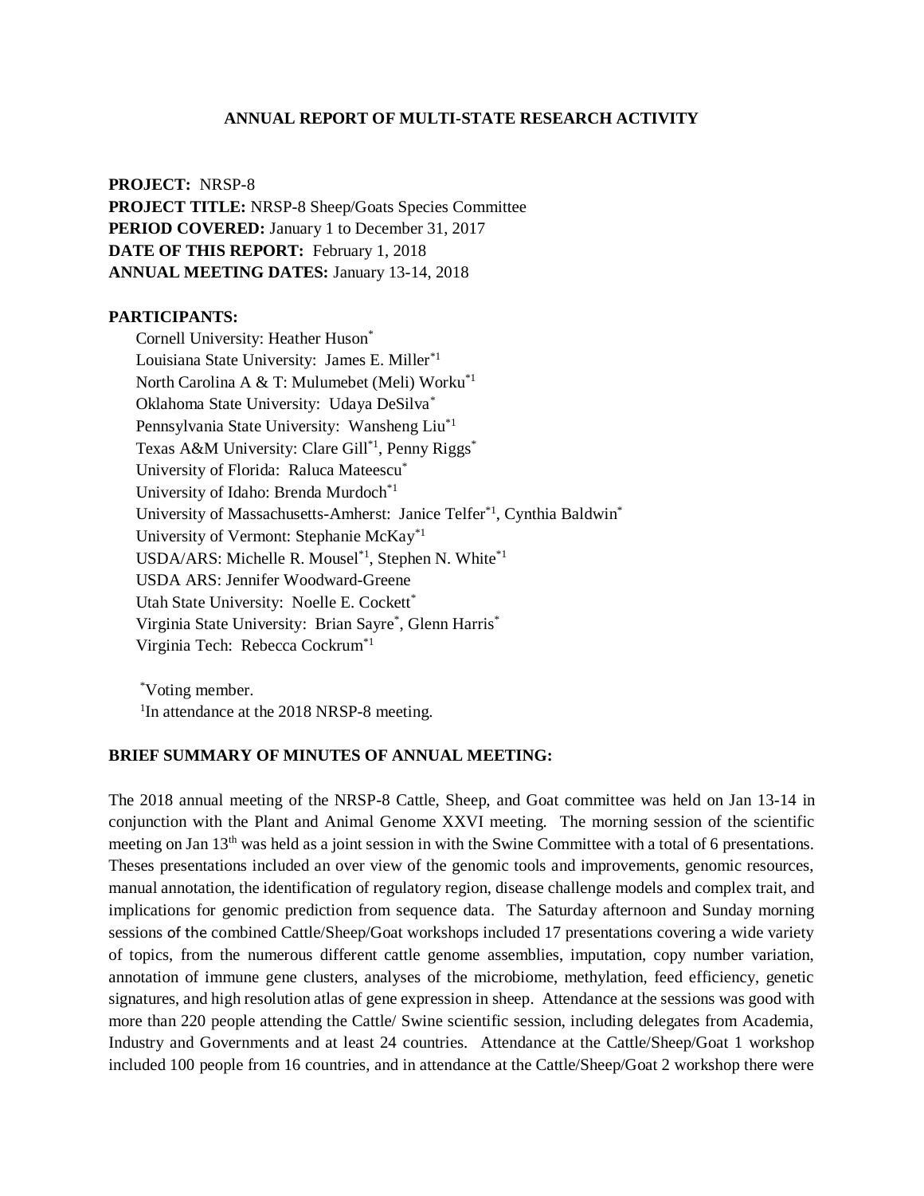**ANNUAL REPORT OF MULTI-STATE RESEARCH ACTIVITY**

**PROJECT:** NRSP-8
**PROJECT TITLE:** NRSP-8 Sheep/Goats Species Committee
**PERIOD COVERED:** January 1 to December 31, 2017
**DATE OF THIS REPORT:** February 1, 2018
**ANNUAL MEETING DATES:** January 13-14, 2018

**PARTICIPANTS:**

Cornell University: Heather Huson*
Louisiana State University: James E. Miller*1
North Carolina A & T: Mulumebet (Meli) Worku*1
Oklahoma State University: Udaya DeSilva*
Pennsylvania State University: Wansheng Liu*1
Texas A&M University: Clare Gill*1, Penny Riggs*
University of Florida: Raluca Mateescu*
University of Idaho: Brenda Murdoch*1
University of Massachusetts-Amherst: Janice Telfer*1, Cynthia Baldwin*
University of Vermont: Stephanie McKay*1
USDA/ARS: Michelle R. Mousel*1, Stephen N. White*1
USDA ARS: Jennifer Woodward-Greene
Utah State University: Noelle E. Cockett*
Virginia State University: Brian Sayre*, Glenn Harris*
Virginia Tech: Rebecca Cockrum*1

*Voting member.
1In attendance at the 2018 NRSP-8 meeting.

**BRIEF SUMMARY OF MINUTES OF ANNUAL MEETING:**

The 2018 annual meeting of the NRSP-8 Cattle, Sheep, and Goat committee was held on Jan 13-14 in conjunction with the Plant and Animal Genome XXVI meeting. The morning session of the scientific meeting on Jan 13th was held as a joint session in with the Swine Committee with a total of 6 presentations. Theses presentations included an over view of the genomic tools and improvements, genomic resources, manual annotation, the identification of regulatory region, disease challenge models and complex trait, and implications for genomic prediction from sequence data. The Saturday afternoon and Sunday morning sessions of the combined Cattle/Sheep/Goat workshops included 17 presentations covering a wide variety of topics, from the numerous different cattle genome assemblies, imputation, copy number variation, annotation of immune gene clusters, analyses of the microbiome, methylation, feed efficiency, genetic signatures, and high resolution atlas of gene expression in sheep. Attendance at the sessions was good with more than 220 people attending the Cattle/ Swine scientific session, including delegates from Academia, Industry and Governments and at least 24 countries. Attendance at the Cattle/Sheep/Goat 1 workshop included 100 people from 16 countries, and in attendance at the Cattle/Sheep/Goat 2 workshop there were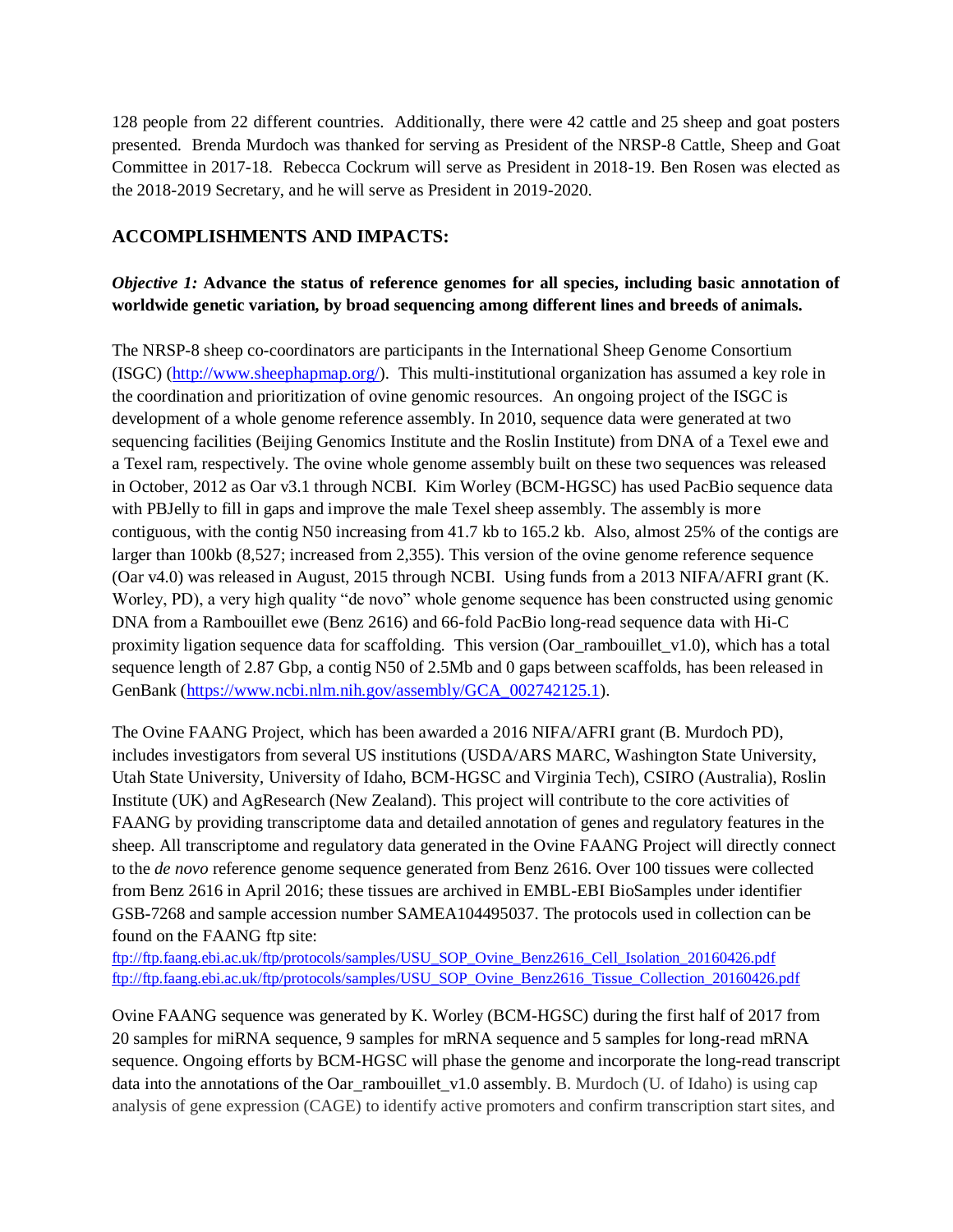128 people from 22 different countries. Additionally, there were 42 cattle and 25 sheep and goat posters presented. Brenda Murdoch was thanked for serving as President of the NRSP-8 Cattle, Sheep and Goat Committee in 2017-18. Rebecca Cockrum will serve as President in 2018-19. Ben Rosen was elected as the 2018-2019 Secretary, and he will serve as President in 2019-2020.

## ACCOMPLISHMENTS AND IMPACTS:

***Objective 1:* Advance the status of reference genomes for all species, including basic annotation of worldwide genetic variation, by broad sequencing among different lines and breeds of animals.**

The NRSP-8 sheep co-coordinators are participants in the International Sheep Genome Consortium (ISGC) (http://www.sheephapmap.org/). This multi-institutional organization has assumed a key role in the coordination and prioritization of ovine genomic resources. An ongoing project of the ISGC is development of a whole genome reference assembly. In 2010, sequence data were generated at two sequencing facilities (Beijing Genomics Institute and the Roslin Institute) from DNA of a Texel ewe and a Texel ram, respectively. The ovine whole genome assembly built on these two sequences was released in October, 2012 as Oar v3.1 through NCBI. Kim Worley (BCM-HGSC) has used PacBio sequence data with PBJelly to fill in gaps and improve the male Texel sheep assembly. The assembly is more contiguous, with the contig N50 increasing from 41.7 kb to 165.2 kb. Also, almost 25% of the contigs are larger than 100kb (8,527; increased from 2,355). This version of the ovine genome reference sequence (Oar v4.0) was released in August, 2015 through NCBI. Using funds from a 2013 NIFA/AFRI grant (K. Worley, PD), a very high quality "de novo" whole genome sequence has been constructed using genomic DNA from a Rambouillet ewe (Benz 2616) and 66-fold PacBio long-read sequence data with Hi-C proximity ligation sequence data for scaffolding. This version (Oar_rambouillet_v1.0), which has a total sequence length of 2.87 Gbp, a contig N50 of 2.5Mb and 0 gaps between scaffolds, has been released in GenBank (https://www.ncbi.nlm.nih.gov/assembly/GCA_002742125.1).

The Ovine FAANG Project, which has been awarded a 2016 NIFA/AFRI grant (B. Murdoch PD), includes investigators from several US institutions (USDA/ARS MARC, Washington State University, Utah State University, University of Idaho, BCM-HGSC and Virginia Tech), CSIRO (Australia), Roslin Institute (UK) and AgResearch (New Zealand). This project will contribute to the core activities of FAANG by providing transcriptome data and detailed annotation of genes and regulatory features in the sheep. All transcriptome and regulatory data generated in the Ovine FAANG Project will directly connect to the *de novo* reference genome sequence generated from Benz 2616. Over 100 tissues were collected from Benz 2616 in April 2016; these tissues are archived in EMBL-EBI BioSamples under identifier GSB-7268 and sample accession number SAMEA104495037. The protocols used in collection can be found on the FAANG ftp site:
ftp://ftp.faang.ebi.ac.uk/ftp/protocols/samples/USU_SOP_Ovine_Benz2616_Cell_Isolation_20160426.pdf
ftp://ftp.faang.ebi.ac.uk/ftp/protocols/samples/USU_SOP_Ovine_Benz2616_Tissue_Collection_20160426.pdf

Ovine FAANG sequence was generated by K. Worley (BCM-HGSC) during the first half of 2017 from 20 samples for miRNA sequence, 9 samples for mRNA sequence and 5 samples for long-read mRNA sequence. Ongoing efforts by BCM-HGSC will phase the genome and incorporate the long-read transcript data into the annotations of the Oar_rambouillet_v1.0 assembly. B. Murdoch (U. of Idaho) is using cap analysis of gene expression (CAGE) to identify active promoters and confirm transcription start sites, and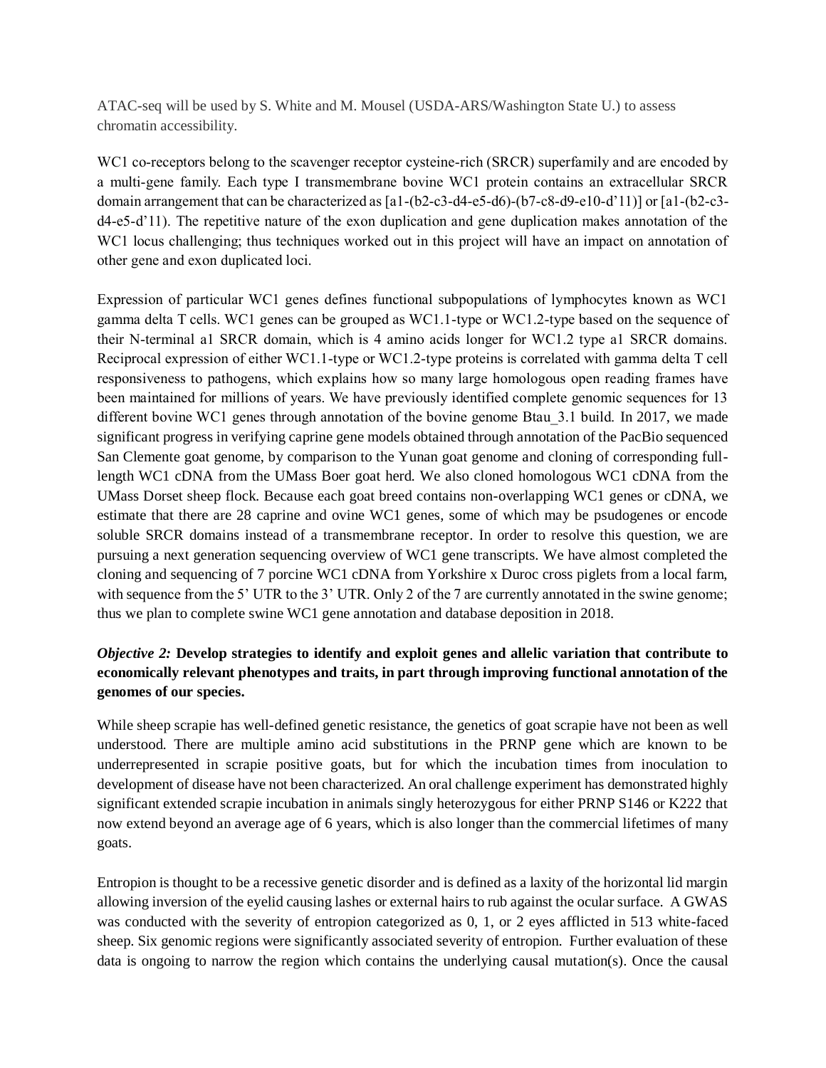ATAC-seq will be used by S. White and M. Mousel (USDA-ARS/Washington State U.) to assess chromatin accessibility.

WC1 co-receptors belong to the scavenger receptor cysteine-rich (SRCR) superfamily and are encoded by a multi-gene family. Each type I transmembrane bovine WC1 protein contains an extracellular SRCR domain arrangement that can be characterized as [a1-(b2-c3-d4-e5-d6)-(b7-c8-d9-e10-d'11)] or [a1-(b2-c3-d4-e5-d'11). The repetitive nature of the exon duplication and gene duplication makes annotation of the WC1 locus challenging; thus techniques worked out in this project will have an impact on annotation of other gene and exon duplicated loci.

Expression of particular WC1 genes defines functional subpopulations of lymphocytes known as WC1 gamma delta T cells. WC1 genes can be grouped as WC1.1-type or WC1.2-type based on the sequence of their N-terminal a1 SRCR domain, which is 4 amino acids longer for WC1.2 type a1 SRCR domains. Reciprocal expression of either WC1.1-type or WC1.2-type proteins is correlated with gamma delta T cell responsiveness to pathogens, which explains how so many large homologous open reading frames have been maintained for millions of years. We have previously identified complete genomic sequences for 13 different bovine WC1 genes through annotation of the bovine genome Btau_3.1 build. In 2017, we made significant progress in verifying caprine gene models obtained through annotation of the PacBio sequenced San Clemente goat genome, by comparison to the Yunan goat genome and cloning of corresponding full-length WC1 cDNA from the UMass Boer goat herd. We also cloned homologous WC1 cDNA from the UMass Dorset sheep flock. Because each goat breed contains non-overlapping WC1 genes or cDNA, we estimate that there are 28 caprine and ovine WC1 genes, some of which may be psudogenes or encode soluble SRCR domains instead of a transmembrane receptor. In order to resolve this question, we are pursuing a next generation sequencing overview of WC1 gene transcripts. We have almost completed the cloning and sequencing of 7 porcine WC1 cDNA from Yorkshire x Duroc cross piglets from a local farm, with sequence from the 5' UTR to the 3' UTR. Only 2 of the 7 are currently annotated in the swine genome; thus we plan to complete swine WC1 gene annotation and database deposition in 2018.

***Objective 2:* Develop strategies to identify and exploit genes and allelic variation that contribute to economically relevant phenotypes and traits, in part through improving functional annotation of the genomes of our species.**

While sheep scrapie has well-defined genetic resistance, the genetics of goat scrapie have not been as well understood. There are multiple amino acid substitutions in the PRNP gene which are known to be underrepresented in scrapie positive goats, but for which the incubation times from inoculation to development of disease have not been characterized. An oral challenge experiment has demonstrated highly significant extended scrapie incubation in animals singly heterozygous for either PRNP S146 or K222 that now extend beyond an average age of 6 years, which is also longer than the commercial lifetimes of many goats.

Entropion is thought to be a recessive genetic disorder and is defined as a laxity of the horizontal lid margin allowing inversion of the eyelid causing lashes or external hairs to rub against the ocular surface. A GWAS was conducted with the severity of entropion categorized as 0, 1, or 2 eyes afflicted in 513 white-faced sheep. Six genomic regions were significantly associated severity of entropion. Further evaluation of these data is ongoing to narrow the region which contains the underlying causal mutation(s). Once the causal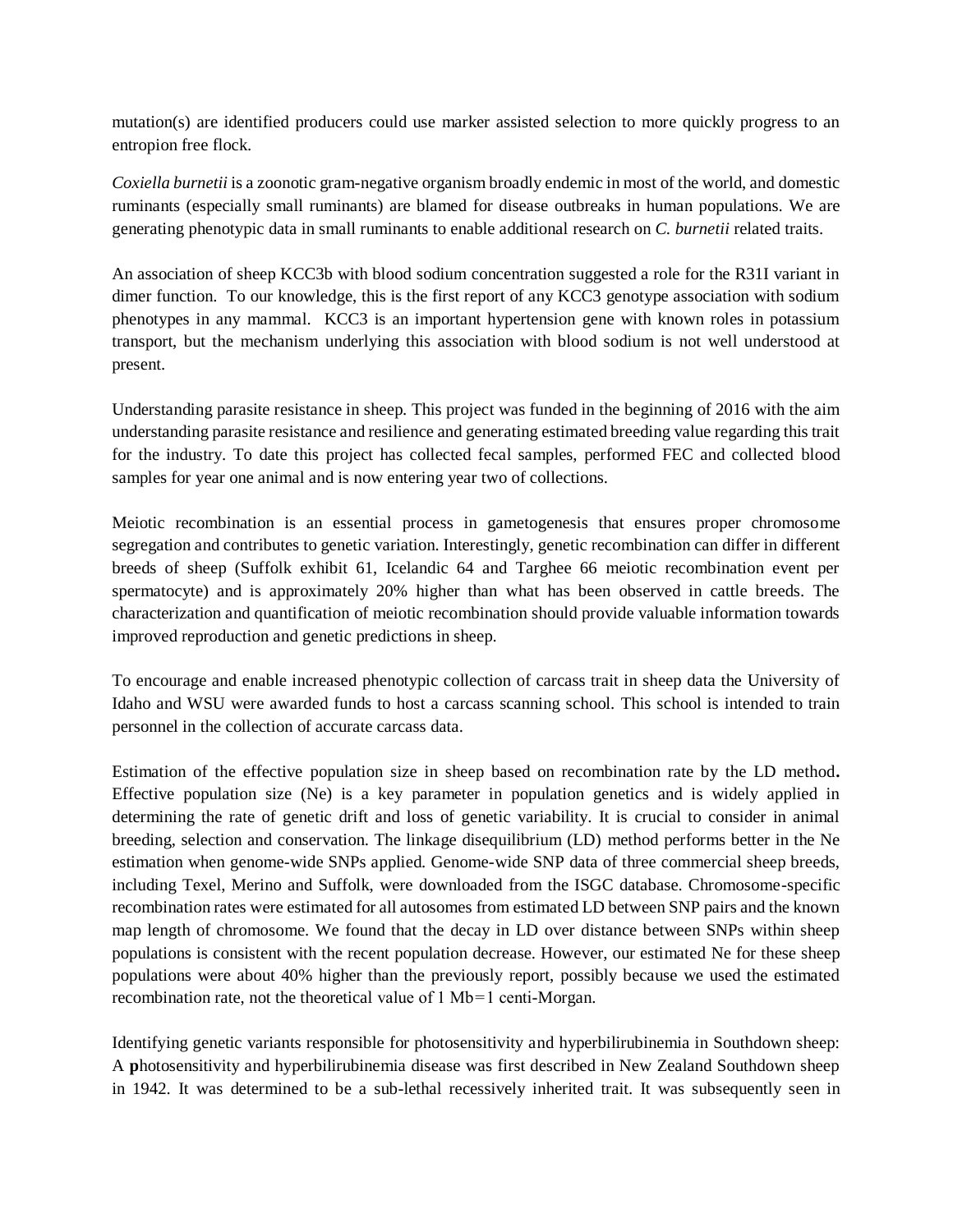mutation(s) are identified producers could use marker assisted selection to more quickly progress to an entropion free flock.

*Coxiella burnetii* is a zoonotic gram-negative organism broadly endemic in most of the world, and domestic ruminants (especially small ruminants) are blamed for disease outbreaks in human populations. We are generating phenotypic data in small ruminants to enable additional research on *C. burnetii* related traits.

An association of sheep KCC3b with blood sodium concentration suggested a role for the R31I variant in dimer function. To our knowledge, this is the first report of any KCC3 genotype association with sodium phenotypes in any mammal. KCC3 is an important hypertension gene with known roles in potassium transport, but the mechanism underlying this association with blood sodium is not well understood at present.

Understanding parasite resistance in sheep. This project was funded in the beginning of 2016 with the aim understanding parasite resistance and resilience and generating estimated breeding value regarding this trait for the industry. To date this project has collected fecal samples, performed FEC and collected blood samples for year one animal and is now entering year two of collections.

Meiotic recombination is an essential process in gametogenesis that ensures proper chromosome segregation and contributes to genetic variation. Interestingly, genetic recombination can differ in different breeds of sheep (Suffolk exhibit 61, Icelandic 64 and Targhee 66 meiotic recombination event per spermatocyte) and is approximately 20% higher than what has been observed in cattle breeds. The characterization and quantification of meiotic recombination should provide valuable information towards improved reproduction and genetic predictions in sheep.

To encourage and enable increased phenotypic collection of carcass trait in sheep data the University of Idaho and WSU were awarded funds to host a carcass scanning school. This school is intended to train personnel in the collection of accurate carcass data.

Estimation of the effective population size in sheep based on recombination rate by the LD method**.** Effective population size (Ne) is a key parameter in population genetics and is widely applied in determining the rate of genetic drift and loss of genetic variability. It is crucial to consider in animal breeding, selection and conservation. The linkage disequilibrium (LD) method performs better in the Ne estimation when genome-wide SNPs applied. Genome-wide SNP data of three commercial sheep breeds, including Texel, Merino and Suffolk, were downloaded from the ISGC database. Chromosome-specific recombination rates were estimated for all autosomes from estimated LD between SNP pairs and the known map length of chromosome. We found that the decay in LD over distance between SNPs within sheep populations is consistent with the recent population decrease. However, our estimated Ne for these sheep populations were about 40% higher than the previously report, possibly because we used the estimated recombination rate, not the theoretical value of 1 Mb=1 centi-Morgan.

Identifying genetic variants responsible for photosensitivity and hyperbilirubinemia in Southdown sheep: A **p**hotosensitivity and hyperbilirubinemia disease was first described in New Zealand Southdown sheep in 1942. It was determined to be a sub-lethal recessively inherited trait. It was subsequently seen in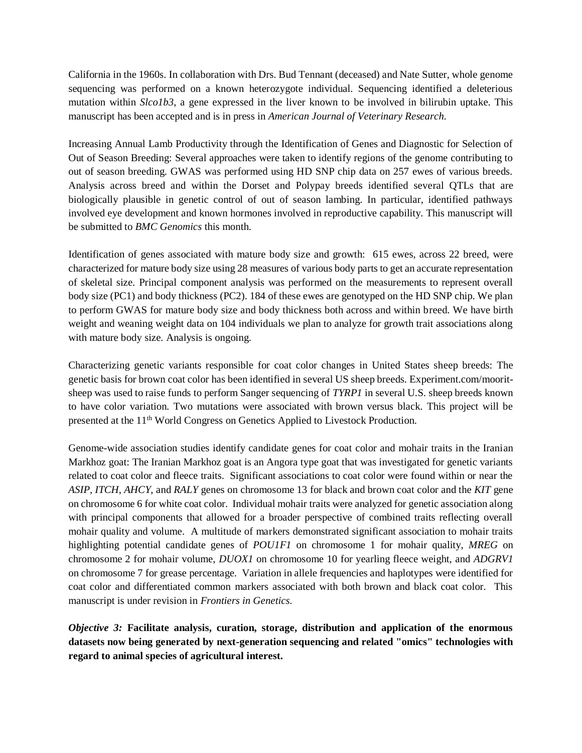California in the 1960s. In collaboration with Drs. Bud Tennant (deceased) and Nate Sutter, whole genome sequencing was performed on a known heterozygote individual. Sequencing identified a deleterious mutation within *Slco1b3*, a gene expressed in the liver known to be involved in bilirubin uptake. This manuscript has been accepted and is in press in *American Journal of Veterinary Research.*

Increasing Annual Lamb Productivity through the Identification of Genes and Diagnostic for Selection of Out of Season Breeding: Several approaches were taken to identify regions of the genome contributing to out of season breeding. GWAS was performed using HD SNP chip data on 257 ewes of various breeds. Analysis across breed and within the Dorset and Polypay breeds identified several QTLs that are biologically plausible in genetic control of out of season lambing. In particular, identified pathways involved eye development and known hormones involved in reproductive capability. This manuscript will be submitted to *BMC Genomics* this month.

Identification of genes associated with mature body size and growth: 615 ewes, across 22 breed, were characterized for mature body size using 28 measures of various body parts to get an accurate representation of skeletal size. Principal component analysis was performed on the measurements to represent overall body size (PC1) and body thickness (PC2). 184 of these ewes are genotyped on the HD SNP chip. We plan to perform GWAS for mature body size and body thickness both across and within breed. We have birth weight and weaning weight data on 104 individuals we plan to analyze for growth trait associations along with mature body size. Analysis is ongoing.

Characterizing genetic variants responsible for coat color changes in United States sheep breeds: The genetic basis for brown coat color has been identified in several US sheep breeds. Experiment.com/moorit-sheep was used to raise funds to perform Sanger sequencing of *TYRP1* in several U.S. sheep breeds known to have color variation. Two mutations were associated with brown versus black. This project will be presented at the 11th World Congress on Genetics Applied to Livestock Production.

Genome-wide association studies identify candidate genes for coat color and mohair traits in the Iranian Markhoz goat: The Iranian Markhoz goat is an Angora type goat that was investigated for genetic variants related to coat color and fleece traits. Significant associations to coat color were found within or near the *ASIP, ITCH*, *AHCY,* and *RALY* genes on chromosome 13 for black and brown coat color and the *KIT* gene on chromosome 6 for white coat color. Individual mohair traits were analyzed for genetic association along with principal components that allowed for a broader perspective of combined traits reflecting overall mohair quality and volume. A multitude of markers demonstrated significant association to mohair traits highlighting potential candidate genes of *POU1F1* on chromosome 1 for mohair quality, *MREG* on chromosome 2 for mohair volume, *DUOX1* on chromosome 10 for yearling fleece weight, and *ADGRV1* on chromosome 7 for grease percentage. Variation in allele frequencies and haplotypes were identified for coat color and differentiated common markers associated with both brown and black coat color. This manuscript is under revision in *Frontiers in Genetics.*

***Objective 3:*** **Facilitate analysis, curation, storage, distribution and application of the enormous datasets now being generated by next-generation sequencing and related "omics" technologies with regard to animal species of agricultural interest.**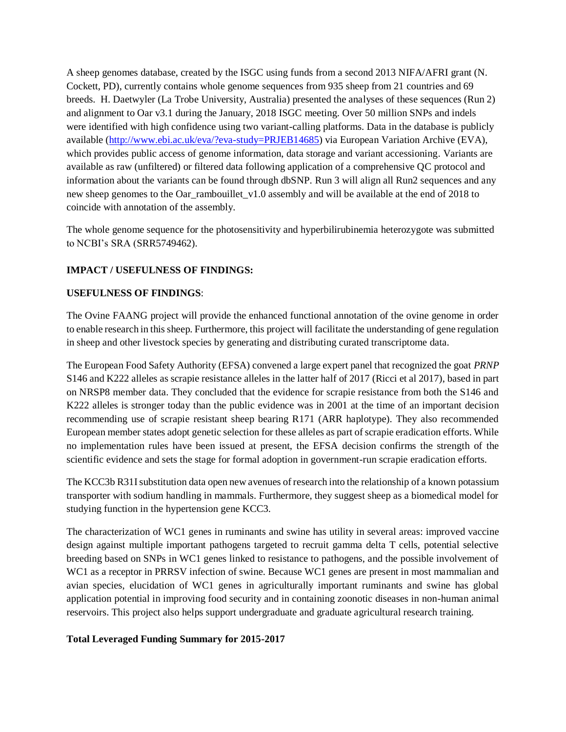A sheep genomes database, created by the ISGC using funds from a second 2013 NIFA/AFRI grant (N. Cockett, PD), currently contains whole genome sequences from 935 sheep from 21 countries and 69 breeds. H. Daetwyler (La Trobe University, Australia) presented the analyses of these sequences (Run 2) and alignment to Oar v3.1 during the January, 2018 ISGC meeting. Over 50 million SNPs and indels were identified with high confidence using two variant-calling platforms. Data in the database is publicly available (http://www.ebi.ac.uk/eva/?eva-study=PRJEB14685) via European Variation Archive (EVA), which provides public access of genome information, data storage and variant accessioning. Variants are available as raw (unfiltered) or filtered data following application of a comprehensive QC protocol and information about the variants can be found through dbSNP. Run 3 will align all Run2 sequences and any new sheep genomes to the Oar_rambouillet_v1.0 assembly and will be available at the end of 2018 to coincide with annotation of the assembly.

The whole genome sequence for the photosensitivity and hyperbilirubinemia heterozygote was submitted to NCBI's SRA (SRR5749462).

**IMPACT / USEFULNESS OF FINDINGS:**

**USEFULNESS OF FINDINGS**:

The Ovine FAANG project will provide the enhanced functional annotation of the ovine genome in order to enable research in this sheep. Furthermore, this project will facilitate the understanding of gene regulation in sheep and other livestock species by generating and distributing curated transcriptome data.

The European Food Safety Authority (EFSA) convened a large expert panel that recognized the goat *PRNP* S146 and K222 alleles as scrapie resistance alleles in the latter half of 2017 (Ricci et al 2017), based in part on NRSP8 member data. They concluded that the evidence for scrapie resistance from both the S146 and K222 alleles is stronger today than the public evidence was in 2001 at the time of an important decision recommending use of scrapie resistant sheep bearing R171 (ARR haplotype). They also recommended European member states adopt genetic selection for these alleles as part of scrapie eradication efforts. While no implementation rules have been issued at present, the EFSA decision confirms the strength of the scientific evidence and sets the stage for formal adoption in government-run scrapie eradication efforts.

The KCC3b R31I substitution data open new avenues of research into the relationship of a known potassium transporter with sodium handling in mammals. Furthermore, they suggest sheep as a biomedical model for studying function in the hypertension gene KCC3.

The characterization of WC1 genes in ruminants and swine has utility in several areas: improved vaccine design against multiple important pathogens targeted to recruit gamma delta T cells, potential selective breeding based on SNPs in WC1 genes linked to resistance to pathogens, and the possible involvement of WC1 as a receptor in PRRSV infection of swine. Because WC1 genes are present in most mammalian and avian species, elucidation of WC1 genes in agriculturally important ruminants and swine has global application potential in improving food security and in containing zoonotic diseases in non-human animal reservoirs. This project also helps support undergraduate and graduate agricultural research training.

**Total Leveraged Funding Summary for 2015-2017**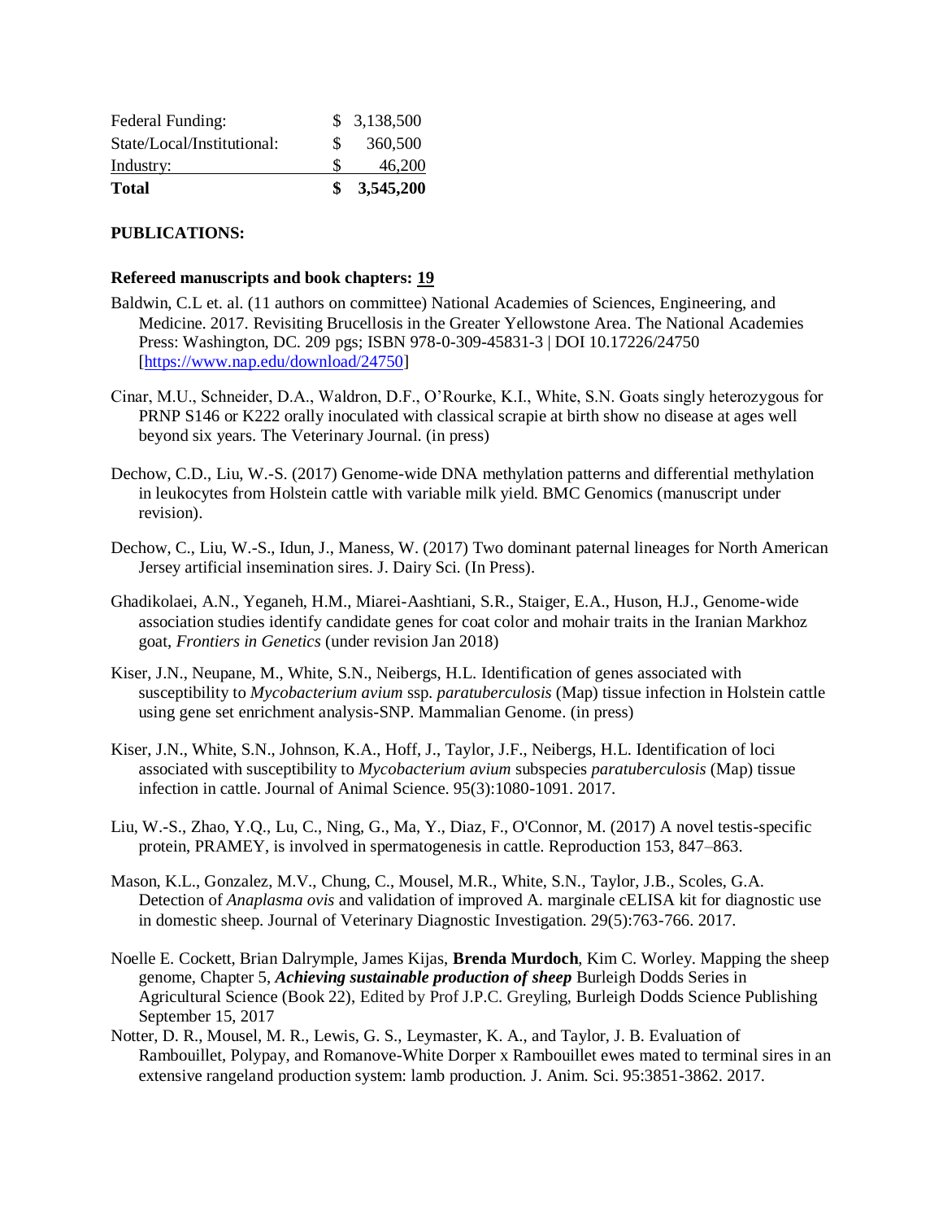| | |
|---|---|
| Federal Funding: | $ 3,138,500 |
| State/Local/Institutional: | $ 360,500 |
| Industry: | $ 46,200 |
| **Total** | **$ 3,545,200** |

**PUBLICATIONS:**

**Refereed manuscripts and book chapters: 19**

Baldwin, C.L et. al. (11 authors on committee) National Academies of Sciences, Engineering, and Medicine. 2017. Revisiting Brucellosis in the Greater Yellowstone Area. The National Academies Press: Washington, DC. 209 pgs; ISBN 978-0-309-45831-3 | DOI 10.17226/24750 [https://www.nap.edu/download/24750]

Cinar, M.U., Schneider, D.A., Waldron, D.F., O'Rourke, K.I., White, S.N. Goats singly heterozygous for PRNP S146 or K222 orally inoculated with classical scrapie at birth show no disease at ages well beyond six years. The Veterinary Journal. (in press)

Dechow, C.D., Liu, W.-S. (2017) Genome-wide DNA methylation patterns and differential methylation in leukocytes from Holstein cattle with variable milk yield. BMC Genomics (manuscript under revision).

Dechow, C., Liu, W.-S., Idun, J., Maness, W. (2017) Two dominant paternal lineages for North American Jersey artificial insemination sires. J. Dairy Sci. (In Press).

Ghadikolaei, A.N., Yeganeh, H.M., Miarei-Aashtiani, S.R., Staiger, E.A., Huson, H.J., Genome-wide association studies identify candidate genes for coat color and mohair traits in the Iranian Markhoz goat, *Frontiers in Genetics* (under revision Jan 2018)

Kiser, J.N., Neupane, M., White, S.N., Neibergs, H.L. Identification of genes associated with susceptibility to *Mycobacterium avium* ssp. *paratuberculosis* (Map) tissue infection in Holstein cattle using gene set enrichment analysis-SNP. Mammalian Genome. (in press)

Kiser, J.N., White, S.N., Johnson, K.A., Hoff, J., Taylor, J.F., Neibergs, H.L. Identification of loci associated with susceptibility to *Mycobacterium avium* subspecies *paratuberculosis* (Map) tissue infection in cattle. Journal of Animal Science. 95(3):1080-1091. 2017.

Liu, W.-S., Zhao, Y.Q., Lu, C., Ning, G., Ma, Y., Diaz, F., O'Connor, M. (2017) A novel testis-specific protein, PRAMEY, is involved in spermatogenesis in cattle. Reproduction 153, 847–863.

Mason, K.L., Gonzalez, M.V., Chung, C., Mousel, M.R., White, S.N., Taylor, J.B., Scoles, G.A. Detection of *Anaplasma ovis* and validation of improved A. marginale cELISA kit for diagnostic use in domestic sheep. Journal of Veterinary Diagnostic Investigation. 29(5):763-766. 2017.

Noelle E. Cockett, Brian Dalrymple, James Kijas, **Brenda Murdoch**, Kim C. Worley. Mapping the sheep genome, Chapter 5, ***Achieving sustainable production of sheep*** Burleigh Dodds Series in Agricultural Science (Book 22), Edited by Prof J.P.C. Greyling, Burleigh Dodds Science Publishing September 15, 2017

Notter, D. R., Mousel, M. R., Lewis, G. S., Leymaster, K. A., and Taylor, J. B. Evaluation of Rambouillet, Polypay, and Romanove-White Dorper x Rambouillet ewes mated to terminal sires in an extensive rangeland production system: lamb production. J. Anim. Sci. 95:3851-3862. 2017.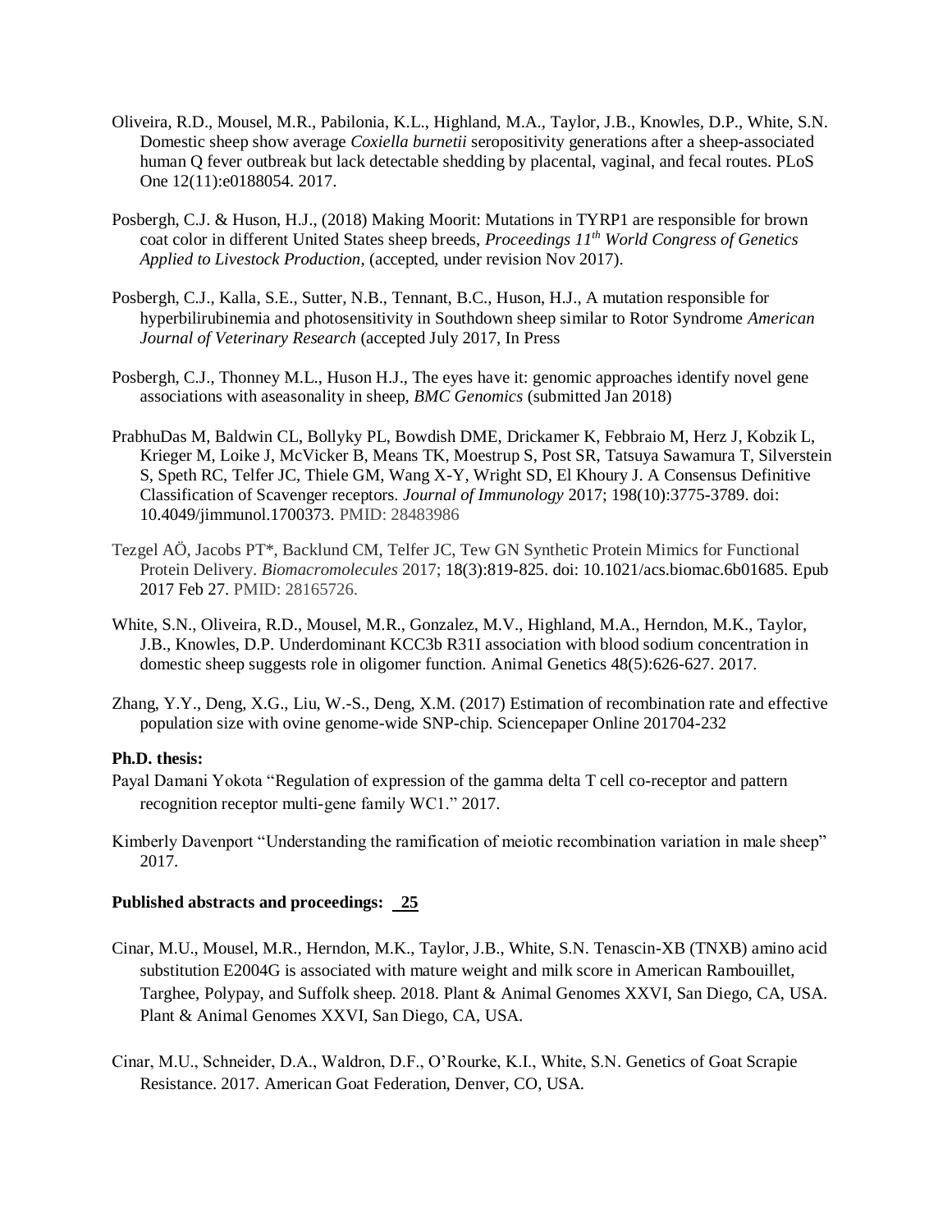Oliveira, R.D., Mousel, M.R., Pabilonia, K.L., Highland, M.A., Taylor, J.B., Knowles, D.P., White, S.N. Domestic sheep show average *Coxiella burnetii* seropositivity generations after a sheep-associated human Q fever outbreak but lack detectable shedding by placental, vaginal, and fecal routes. PLoS One 12(11):e0188054. 2017.

Posbergh, C.J. & Huson, H.J., (2018) Making Moorit: Mutations in TYRP1 are responsible for brown coat color in different United States sheep breeds, *Proceedings 11th World Congress of Genetics Applied to Livestock Production,* (accepted, under revision Nov 2017).

Posbergh, C.J., Kalla, S.E., Sutter, N.B., Tennant, B.C., Huson, H.J., A mutation responsible for hyperbilirubinemia and photosensitivity in Southdown sheep similar to Rotor Syndrome *American Journal of Veterinary Research* (accepted July 2017, In Press

Posbergh, C.J., Thonney M.L., Huson H.J., The eyes have it: genomic approaches identify novel gene associations with aseasonality in sheep, *BMC Genomics* (submitted Jan 2018)

PrabhuDas M, Baldwin CL, Bollyky PL, Bowdish DME, Drickamer K, Febbraio M, Herz J, Kobzik L, Krieger M, Loike J, McVicker B, Means TK, Moestrup S, Post SR, Tatsuya Sawamura T, Silverstein S, Speth RC, Telfer JC, Thiele GM, Wang X-Y, Wright SD, El Khoury J. A Consensus Definitive Classification of Scavenger receptors. *Journal of Immunology* 2017; 198(10):3775-3789. doi: 10.4049/jimmunol.1700373. PMID: 28483986

Tezgel AÖ, Jacobs PT*, Backlund CM, Telfer JC, Tew GN Synthetic Protein Mimics for Functional Protein Delivery. *Biomacromolecules* 2017; 18(3):819-825. doi: 10.1021/acs.biomac.6b01685. Epub 2017 Feb 27. PMID: 28165726.

White, S.N., Oliveira, R.D., Mousel, M.R., Gonzalez, M.V., Highland, M.A., Herndon, M.K., Taylor, J.B., Knowles, D.P. Underdominant KCC3b R31I association with blood sodium concentration in domestic sheep suggests role in oligomer function. Animal Genetics 48(5):626-627. 2017.

Zhang, Y.Y., Deng, X.G., Liu, W.-S., Deng, X.M. (2017) Estimation of recombination rate and effective population size with ovine genome-wide SNP-chip. Sciencepaper Online 201704-232

**Ph.D. thesis:**

Payal Damani Yokota "Regulation of expression of the gamma delta T cell co-receptor and pattern recognition receptor multi-gene family WC1." 2017.

Kimberly Davenport "Understanding the ramification of meiotic recombination variation in male sheep" 2017.

**Published abstracts and proceedings: 25**

Cinar, M.U., Mousel, M.R., Herndon, M.K., Taylor, J.B., White, S.N. Tenascin-XB (TNXB) amino acid substitution E2004G is associated with mature weight and milk score in American Rambouillet, Targhee, Polypay, and Suffolk sheep. 2018. Plant & Animal Genomes XXVI, San Diego, CA, USA. Plant & Animal Genomes XXVI, San Diego, CA, USA.

Cinar, M.U., Schneider, D.A., Waldron, D.F., O'Rourke, K.I., White, S.N. Genetics of Goat Scrapie Resistance. 2017. American Goat Federation, Denver, CO, USA.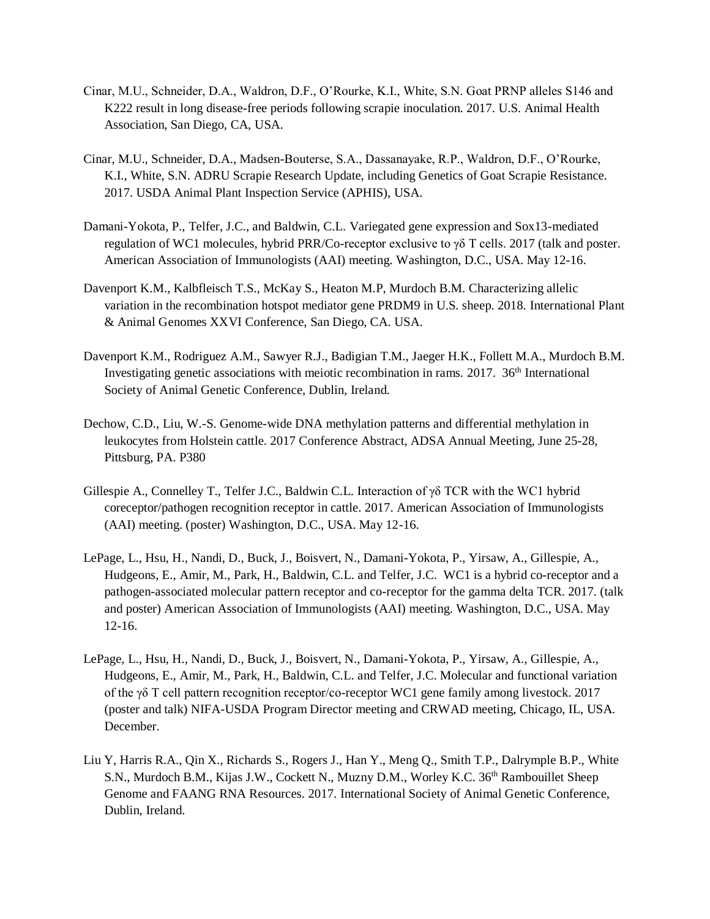Cinar, M.U., Schneider, D.A., Waldron, D.F., O'Rourke, K.I., White, S.N. Goat PRNP alleles S146 and K222 result in long disease-free periods following scrapie inoculation. 2017. U.S. Animal Health Association, San Diego, CA, USA.

Cinar, M.U., Schneider, D.A., Madsen-Bouterse, S.A., Dassanayake, R.P., Waldron, D.F., O'Rourke, K.I., White, S.N. ADRU Scrapie Research Update, including Genetics of Goat Scrapie Resistance. 2017. USDA Animal Plant Inspection Service (APHIS), USA.

Damani-Yokota, P., Telfer, J.C., and Baldwin, C.L. Variegated gene expression and Sox13-mediated regulation of WC1 molecules, hybrid PRR/Co-receptor exclusive to γδ T cells. 2017 (talk and poster. American Association of Immunologists (AAI) meeting. Washington, D.C., USA. May 12-16.

Davenport K.M., Kalbfleisch T.S., McKay S., Heaton M.P, Murdoch B.M. Characterizing allelic variation in the recombination hotspot mediator gene PRDM9 in U.S. sheep. 2018. International Plant & Animal Genomes XXVI Conference, San Diego, CA. USA.

Davenport K.M., Rodriguez A.M., Sawyer R.J., Badigian T.M., Jaeger H.K., Follett M.A., Murdoch B.M. Investigating genetic associations with meiotic recombination in rams. 2017. 36th International Society of Animal Genetic Conference, Dublin, Ireland.

Dechow, C.D., Liu, W.-S. Genome-wide DNA methylation patterns and differential methylation in leukocytes from Holstein cattle. 2017 Conference Abstract, ADSA Annual Meeting, June 25-28, Pittsburg, PA. P380

Gillespie A., Connelley T., Telfer J.C., Baldwin C.L. Interaction of γδ TCR with the WC1 hybrid coreceptor/pathogen recognition receptor in cattle. 2017. American Association of Immunologists (AAI) meeting. (poster) Washington, D.C., USA. May 12-16.

LePage, L., Hsu, H., Nandi, D., Buck, J., Boisvert, N., Damani-Yokota, P., Yirsaw, A., Gillespie, A., Hudgeons, E., Amir, M., Park, H., Baldwin, C.L. and Telfer, J.C. WC1 is a hybrid co-receptor and a pathogen-associated molecular pattern receptor and co-receptor for the gamma delta TCR. 2017. (talk and poster) American Association of Immunologists (AAI) meeting. Washington, D.C., USA. May 12-16.

LePage, L., Hsu, H., Nandi, D., Buck, J., Boisvert, N., Damani-Yokota, P., Yirsaw, A., Gillespie, A., Hudgeons, E., Amir, M., Park, H., Baldwin, C.L. and Telfer, J.C. Molecular and functional variation of the γδ T cell pattern recognition receptor/co-receptor WC1 gene family among livestock. 2017 (poster and talk) NIFA-USDA Program Director meeting and CRWAD meeting, Chicago, IL, USA. December.

Liu Y, Harris R.A., Qin X., Richards S., Rogers J., Han Y., Meng Q., Smith T.P., Dalrymple B.P., White S.N., Murdoch B.M., Kijas J.W., Cockett N., Muzny D.M., Worley K.C. 36th Rambouillet Sheep Genome and FAANG RNA Resources. 2017. International Society of Animal Genetic Conference, Dublin, Ireland.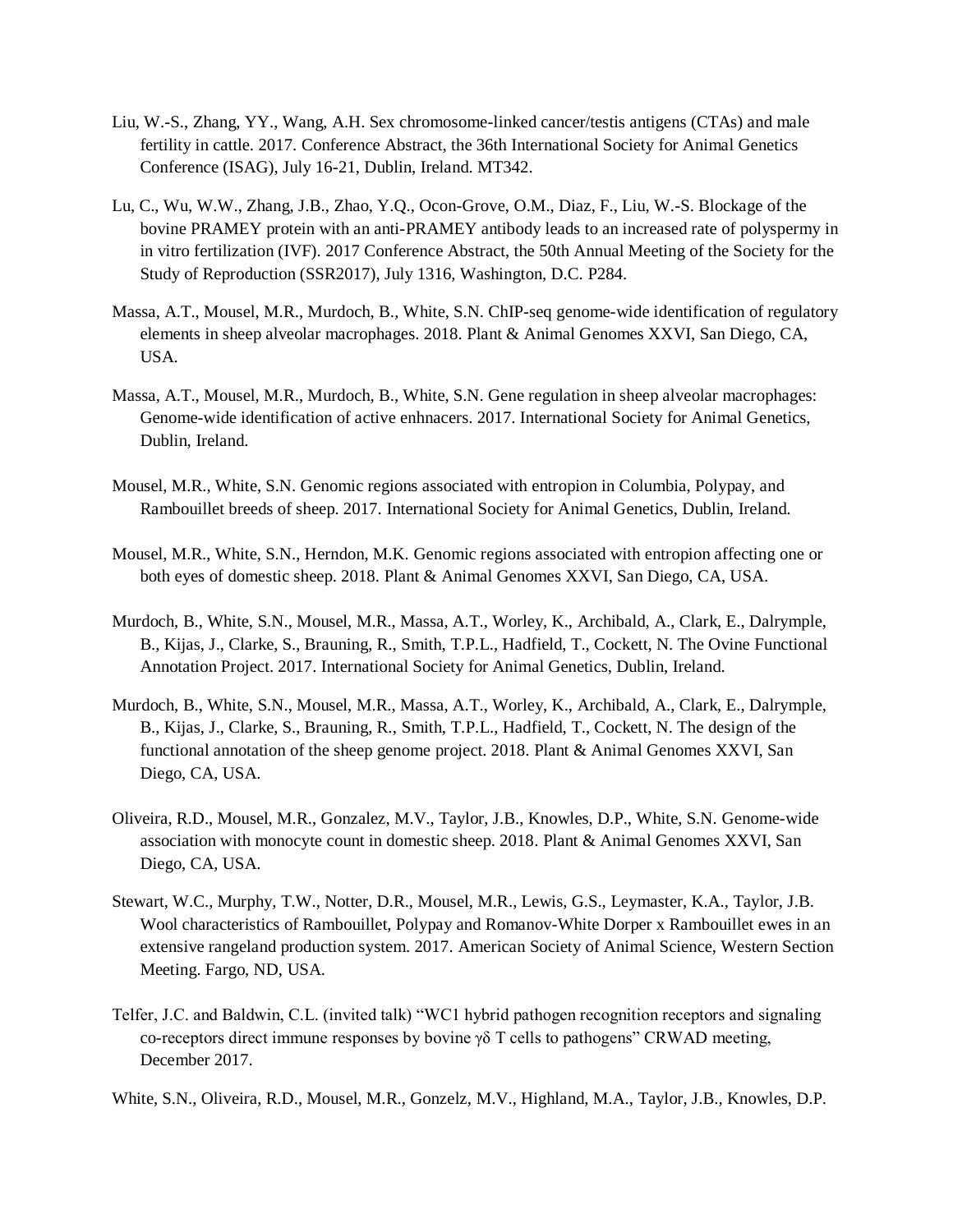Liu, W.-S., Zhang, YY., Wang, A.H. Sex chromosome-linked cancer/testis antigens (CTAs) and male fertility in cattle. 2017. Conference Abstract, the 36th International Society for Animal Genetics Conference (ISAG), July 16-21, Dublin, Ireland. MT342.

Lu, C., Wu, W.W., Zhang, J.B., Zhao, Y.Q., Ocon-Grove, O.M., Diaz, F., Liu, W.-S. Blockage of the bovine PRAMEY protein with an anti-PRAMEY antibody leads to an increased rate of polyspermy in in vitro fertilization (IVF). 2017 Conference Abstract, the 50th Annual Meeting of the Society for the Study of Reproduction (SSR2017), July 1316, Washington, D.C. P284.

Massa, A.T., Mousel, M.R., Murdoch, B., White, S.N. ChIP-seq genome-wide identification of regulatory elements in sheep alveolar macrophages. 2018. Plant & Animal Genomes XXVI, San Diego, CA, USA.

Massa, A.T., Mousel, M.R., Murdoch, B., White, S.N. Gene regulation in sheep alveolar macrophages: Genome-wide identification of active enhnacers. 2017. International Society for Animal Genetics, Dublin, Ireland.

Mousel, M.R., White, S.N. Genomic regions associated with entropion in Columbia, Polypay, and Rambouillet breeds of sheep. 2017. International Society for Animal Genetics, Dublin, Ireland.

Mousel, M.R., White, S.N., Herndon, M.K. Genomic regions associated with entropion affecting one or both eyes of domestic sheep. 2018. Plant & Animal Genomes XXVI, San Diego, CA, USA.

Murdoch, B., White, S.N., Mousel, M.R., Massa, A.T., Worley, K., Archibald, A., Clark, E., Dalrymple, B., Kijas, J., Clarke, S., Brauning, R., Smith, T.P.L., Hadfield, T., Cockett, N. The Ovine Functional Annotation Project. 2017. International Society for Animal Genetics, Dublin, Ireland.

Murdoch, B., White, S.N., Mousel, M.R., Massa, A.T., Worley, K., Archibald, A., Clark, E., Dalrymple, B., Kijas, J., Clarke, S., Brauning, R., Smith, T.P.L., Hadfield, T., Cockett, N. The design of the functional annotation of the sheep genome project. 2018. Plant & Animal Genomes XXVI, San Diego, CA, USA.

Oliveira, R.D., Mousel, M.R., Gonzalez, M.V., Taylor, J.B., Knowles, D.P., White, S.N. Genome-wide association with monocyte count in domestic sheep. 2018. Plant & Animal Genomes XXVI, San Diego, CA, USA.

Stewart, W.C., Murphy, T.W., Notter, D.R., Mousel, M.R., Lewis, G.S., Leymaster, K.A., Taylor, J.B. Wool characteristics of Rambouillet, Polypay and Romanov-White Dorper x Rambouillet ewes in an extensive rangeland production system. 2017. American Society of Animal Science, Western Section Meeting. Fargo, ND, USA.

Telfer, J.C. and Baldwin, C.L. (invited talk) "WC1 hybrid pathogen recognition receptors and signaling co-receptors direct immune responses by bovine γδ T cells to pathogens" CRWAD meeting, December 2017.

White, S.N., Oliveira, R.D., Mousel, M.R., Gonzelz, M.V., Highland, M.A., Taylor, J.B., Knowles, D.P.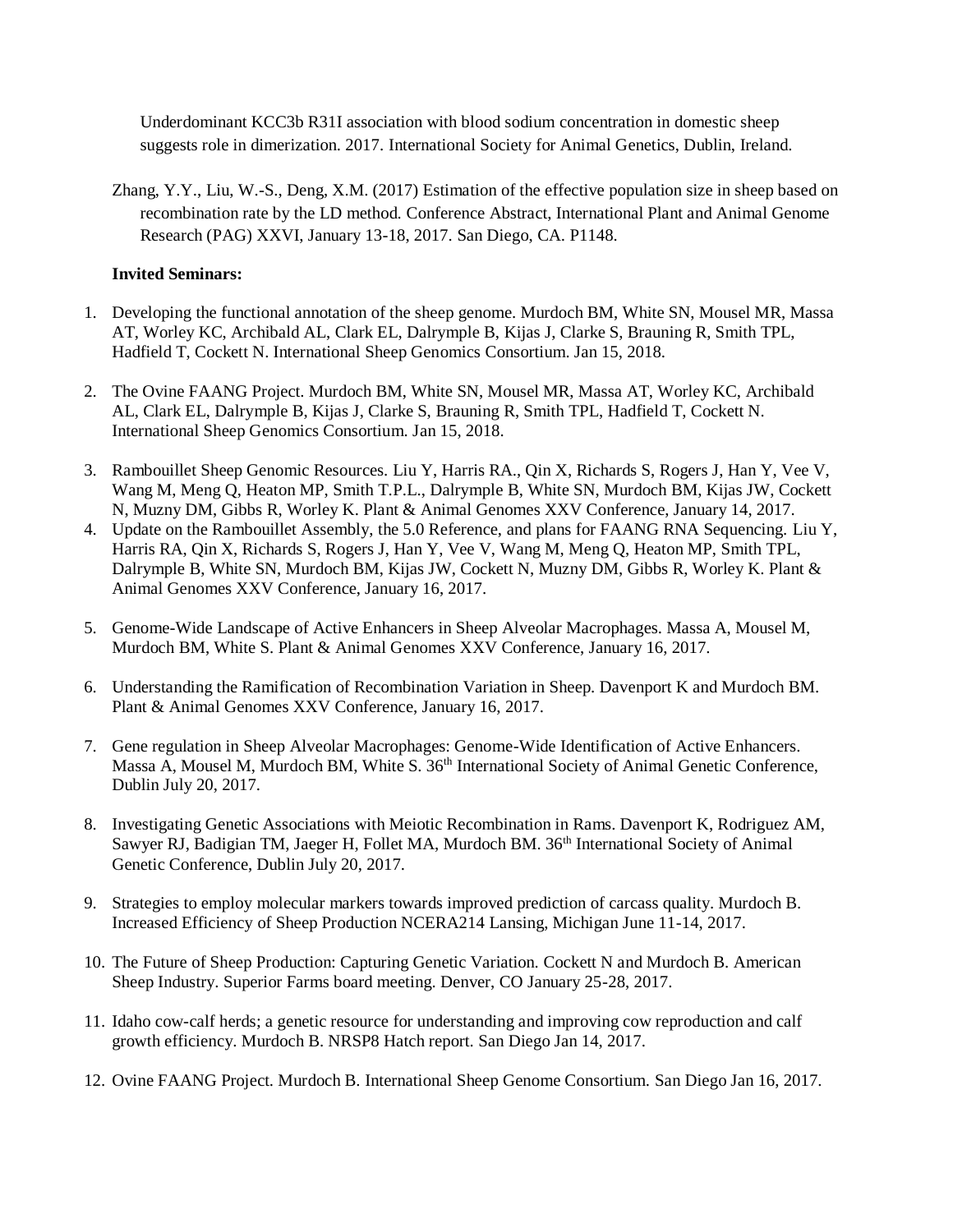Underdominant KCC3b R31I association with blood sodium concentration in domestic sheep suggests role in dimerization. 2017. International Society for Animal Genetics, Dublin, Ireland.

Zhang, Y.Y., Liu, W.-S., Deng, X.M. (2017) Estimation of the effective population size in sheep based on recombination rate by the LD method. Conference Abstract, International Plant and Animal Genome Research (PAG) XXVI, January 13-18, 2017. San Diego, CA. P1148.

**Invited Seminars:**

1. Developing the functional annotation of the sheep genome. Murdoch BM, White SN, Mousel MR, Massa AT, Worley KC, Archibald AL, Clark EL, Dalrymple B, Kijas J, Clarke S, Brauning R, Smith TPL, Hadfield T, Cockett N. International Sheep Genomics Consortium. Jan 15, 2018.
2. The Ovine FAANG Project. Murdoch BM, White SN, Mousel MR, Massa AT, Worley KC, Archibald AL, Clark EL, Dalrymple B, Kijas J, Clarke S, Brauning R, Smith TPL, Hadfield T, Cockett N. International Sheep Genomics Consortium. Jan 15, 2018.
3. Rambouillet Sheep Genomic Resources. Liu Y, Harris RA., Qin X, Richards S, Rogers J, Han Y, Vee V, Wang M, Meng Q, Heaton MP, Smith T.P.L., Dalrymple B, White SN, Murdoch BM, Kijas JW, Cockett N, Muzny DM, Gibbs R, Worley K. Plant & Animal Genomes XXV Conference, January 14, 2017.
4. Update on the Rambouillet Assembly, the 5.0 Reference, and plans for FAANG RNA Sequencing. Liu Y, Harris RA, Qin X, Richards S, Rogers J, Han Y, Vee V, Wang M, Meng Q, Heaton MP, Smith TPL, Dalrymple B, White SN, Murdoch BM, Kijas JW, Cockett N, Muzny DM, Gibbs R, Worley K. Plant & Animal Genomes XXV Conference, January 16, 2017.
5. Genome-Wide Landscape of Active Enhancers in Sheep Alveolar Macrophages. Massa A, Mousel M, Murdoch BM, White S. Plant & Animal Genomes XXV Conference, January 16, 2017.
6. Understanding the Ramification of Recombination Variation in Sheep. Davenport K and Murdoch BM. Plant & Animal Genomes XXV Conference, January 16, 2017.
7. Gene regulation in Sheep Alveolar Macrophages: Genome-Wide Identification of Active Enhancers. Massa A, Mousel M, Murdoch BM, White S. 36th International Society of Animal Genetic Conference, Dublin July 20, 2017.
8. Investigating Genetic Associations with Meiotic Recombination in Rams. Davenport K, Rodriguez AM, Sawyer RJ, Badigian TM, Jaeger H, Follet MA, Murdoch BM. 36th International Society of Animal Genetic Conference, Dublin July 20, 2017.
9. Strategies to employ molecular markers towards improved prediction of carcass quality. Murdoch B. Increased Efficiency of Sheep Production NCERA214 Lansing, Michigan June 11-14, 2017.
10. The Future of Sheep Production: Capturing Genetic Variation. Cockett N and Murdoch B. American Sheep Industry. Superior Farms board meeting. Denver, CO January 25-28, 2017.
11. Idaho cow-calf herds; a genetic resource for understanding and improving cow reproduction and calf growth efficiency. Murdoch B. NRSP8 Hatch report. San Diego Jan 14, 2017.
12. Ovine FAANG Project. Murdoch B. International Sheep Genome Consortium. San Diego Jan 16, 2017.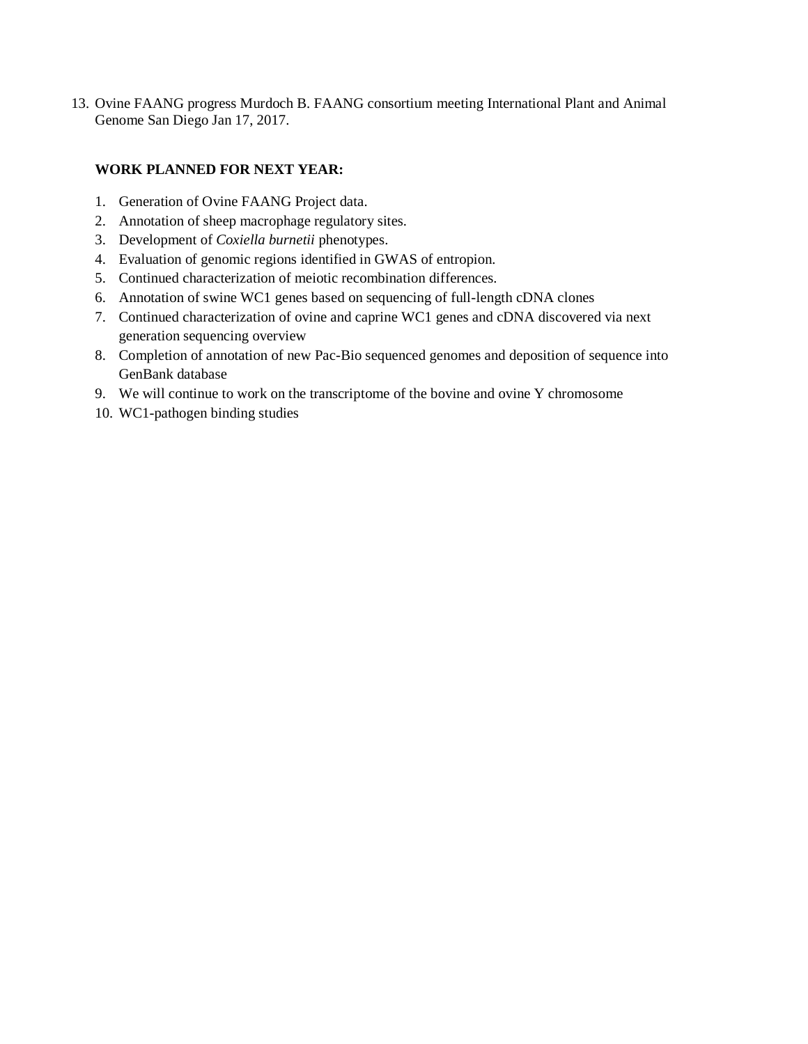13. Ovine FAANG progress Murdoch B. FAANG consortium meeting International Plant and Animal Genome San Diego Jan 17, 2017.

**WORK PLANNED FOR NEXT YEAR:**

1. Generation of Ovine FAANG Project data.
2. Annotation of sheep macrophage regulatory sites.
3. Development of *Coxiella burnetii* phenotypes.
4. Evaluation of genomic regions identified in GWAS of entropion.
5. Continued characterization of meiotic recombination differences.
6. Annotation of swine WC1 genes based on sequencing of full-length cDNA clones
7. Continued characterization of ovine and caprine WC1 genes and cDNA discovered via next generation sequencing overview
8. Completion of annotation of new Pac-Bio sequenced genomes and deposition of sequence into GenBank database
9. We will continue to work on the transcriptome of the bovine and ovine Y chromosome
10. WC1-pathogen binding studies